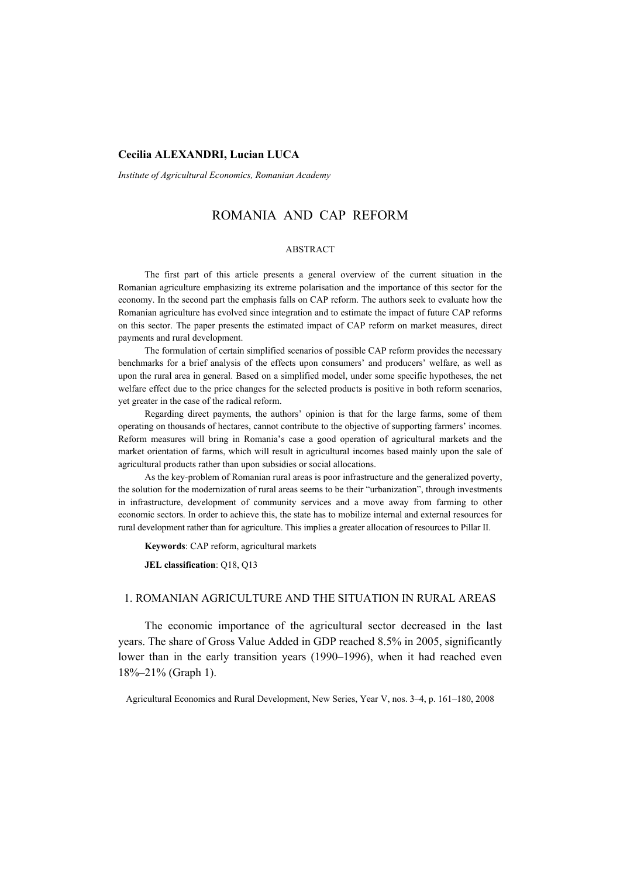**Cecilia ALEXANDRI, Lucian LUCA**

*Institute of Agricultural Economics, Romanian Academy*

# ROMANIA AND CAP REFORM

## ABSTRACT

The first part of this article presents a general overview of the current situation in the Romanian agriculture emphasizing its extreme polarisation and the importance of this sector for the economy. In the second part the emphasis falls on CAP reform. The authors seek to evaluate how the Romanian agriculture has evolved since integration and to estimate the impact of future CAP reforms on this sector. The paper presents the estimated impact of CAP reform on market measures, direct payments and rural development.

The formulation of certain simplified scenarios of possible CAP reform provides the necessary benchmarks for a brief analysis of the effects upon consumers' and producers' welfare, as well as upon the rural area in general. Based on a simplified model, under some specific hypotheses, the net welfare effect due to the price changes for the selected products is positive in both reform scenarios, yet greater in the case of the radical reform.

Regarding direct payments, the authors' opinion is that for the large farms, some of them operating on thousands of hectares, cannot contribute to the objective of supporting farmers' incomes. Reform measures will bring in Romania's case a good operation of agricultural markets and the market orientation of farms, which will result in agricultural incomes based mainly upon the sale of agricultural products rather than upon subsidies or social allocations.

As the key-problem of Romanian rural areas is poor infrastructure and the generalized poverty, the solution for the modernization of rural areas seems to be their "urbanization", through investments in infrastructure, development of community services and a move away from farming to other economic sectors. In order to achieve this, the state has to mobilize internal and external resources for rural development rather than for agriculture. This implies a greater allocation of resources to Pillar II.

**Keywords**: CAP reform, agricultural markets

**JEL classification**: Q18, Q13

## 1. ROMANIAN AGRICULTURE AND THE SITUATION IN RURAL AREAS

The economic importance of the agricultural sector decreased in the last years. The share of Gross Value Added in GDP reached 8.5% in 2005, significantly lower than in the early transition years (1990–1996), when it had reached even 18%–21% (Graph 1).

Agricultural Economics and Rural Development, New Series, Year V, nos. 3–4, p. 161–180, 2008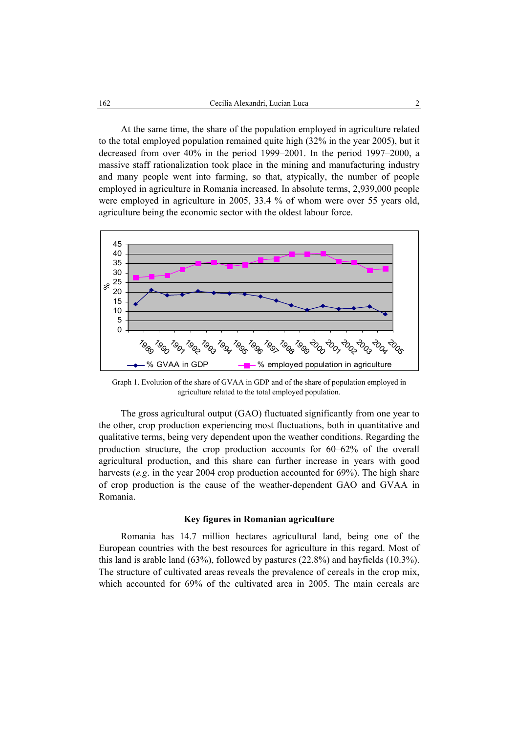At the same time, the share of the population employed in agriculture related to the total employed population remained quite high (32% in the year 2005), but it decreased from over 40% in the period 1999–2001. In the period 1997–2000, a massive staff rationalization took place in the mining and manufacturing industry and many people went into farming, so that, atypically, the number of people employed in agriculture in Romania increased. In absolute terms, 2,939,000 people were employed in agriculture in 2005, 33.4 % of whom were over 55 years old, agriculture being the economic sector with the oldest labour force.

Graph 1. Evolution of the share of GVAA in GDP and of the share of population employed in agriculture related to the total employed population.

The gross agricultural output (GAO) fluctuated significantly from one year to the other, crop production experiencing most fluctuations, both in quantitative and qualitative terms, being very dependent upon the weather conditions. Regarding the production structure, the crop production accounts for 60–62% of the overall agricultural production, and this share can further increase in years with good harvests (*e.g.* in the year 2004 crop production accounted for 69%). The high share of crop production is the cause of the weather-dependent GAO and GVAA in Romania.

### Key figures in Romanian agriculture

Romania has 14.7 million hectares agricultural land, being one of the European countries with the best resources for agriculture in this regard. Most of this land is arable land (63%), followed by pastures (22.8%) and hayfields (10.3%). The structure of cultivated areas reveals the prevalence of cereals in the crop mix, which accounted for 69% of the cultivated area in 2005. The main cereals are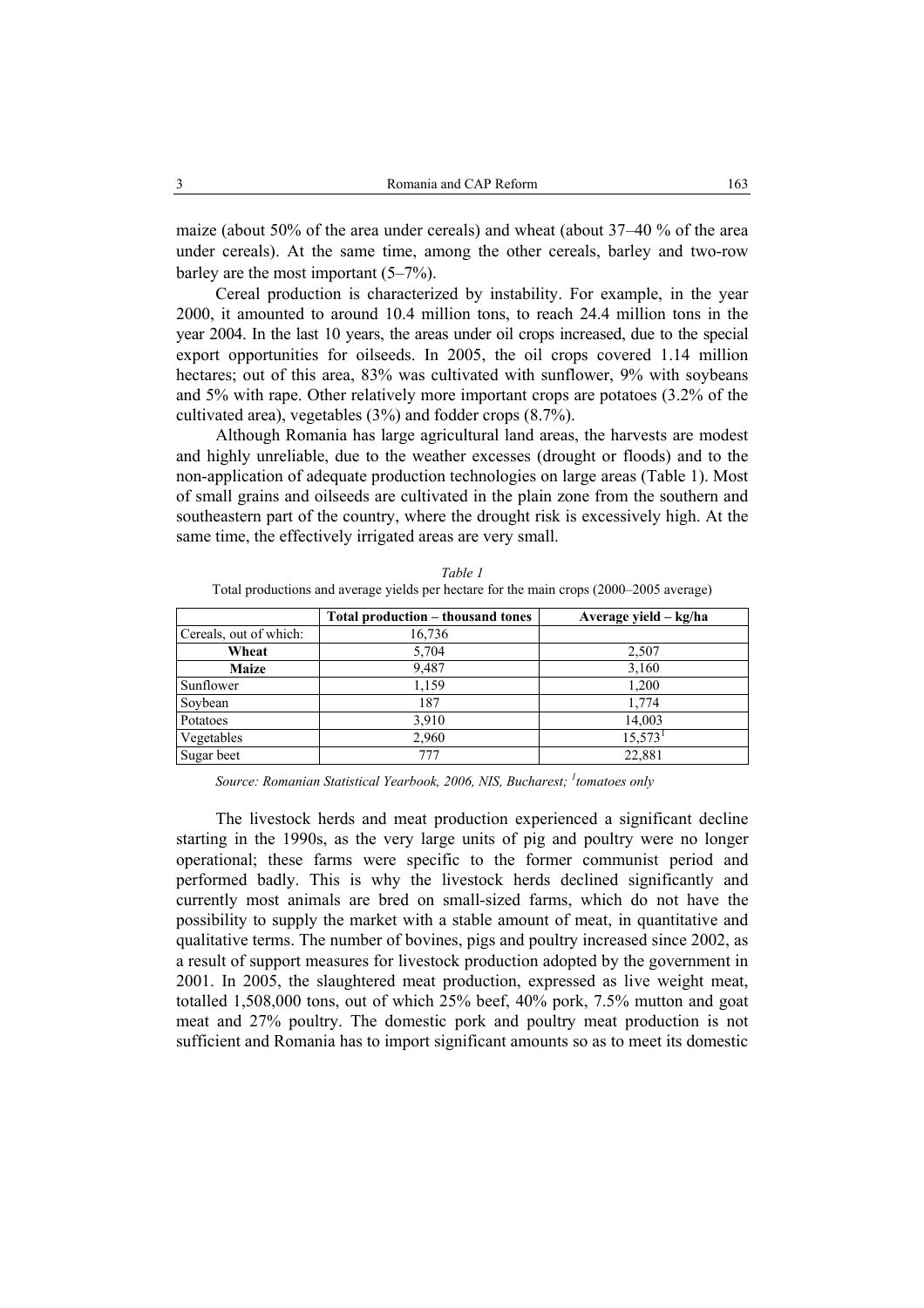maize (about 50% of the area under cereals) and wheat (about 37–40 % of the area under cereals). At the same time, among the other cereals, barley and two-row barley are the most important (5–7%).

Cereal production is characterized by instability. For example, in the year 2000, it amounted to around 10.4 million tons, to reach 24.4 million tons in the year 2004. In the last 10 years, the areas under oil crops increased, due to the special export opportunities for oilseeds. In 2005, the oil crops covered 1.14 million hectares; out of this area, 83% was cultivated with sunflower, 9% with soybeans and 5% with rape. Other relatively more important crops are potatoes (3.2% of the cultivated area), vegetables (3%) and fodder crops (8.7%).

Although Romania has large agricultural land areas, the harvests are modest and highly unreliable, due to the weather excesses (drought or floods) and to the non-application of adequate production technologies on large areas (Table 1). Most of small grains and oilseeds are cultivated in the plain zone from the southern and southeastern part of the country, where the drought risk is excessively high. At the same time, the effectively irrigated areas are very small.

*Table 1*

Total productions and average yields per hectare for the main crops (2000–2005 average)

| | **Total production – thousand tones** | **Average yield – kg/ha** |
|---|---|---|
| Cereals, out of which: | 16,736 | |
| **Wheat** | 5,704 | 2,507 |
| **Maize** | 9,487 | 3,160 |
| Sunflower | 1,159 | 1,200 |
| Soybean | 187 | 1,774 |
| Potatoes | 3,910 | 14,003 |
| Vegetables | 2,960 | 15,573[1] |
| Sugar beet | 777 | 22,881 |

*Source: Romanian Statistical Yearbook, 2006, NIS, Bucharest; [1]tomatoes only*

The livestock herds and meat production experienced a significant decline starting in the 1990s, as the very large units of pig and poultry were no longer operational; these farms were specific to the former communist period and performed badly. This is why the livestock herds declined significantly and currently most animals are bred on small-sized farms, which do not have the possibility to supply the market with a stable amount of meat, in quantitative and qualitative terms. The number of bovines, pigs and poultry increased since 2002, as a result of support measures for livestock production adopted by the government in 2001. In 2005, the slaughtered meat production, expressed as live weight meat, totalled 1,508,000 tons, out of which 25% beef, 40% pork, 7.5% mutton and goat meat and 27% poultry. The domestic pork and poultry meat production is not sufficient and Romania has to import significant amounts so as to meet its domestic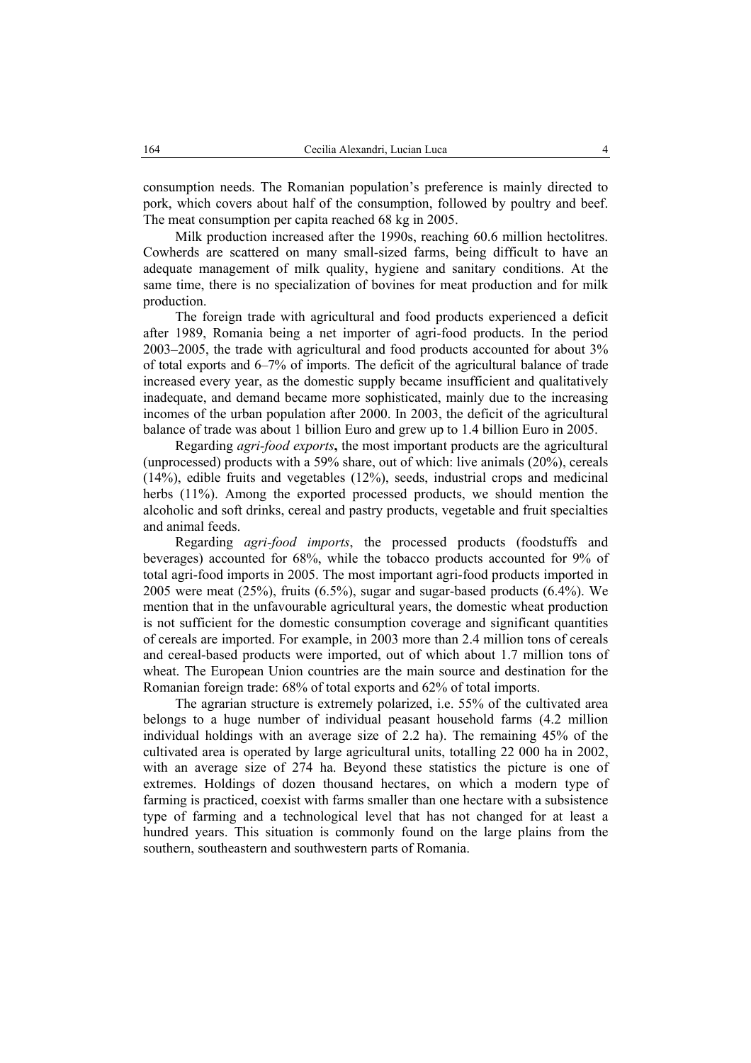consumption needs. The Romanian population's preference is mainly directed to pork, which covers about half of the consumption, followed by poultry and beef. The meat consumption per capita reached 68 kg in 2005.

Milk production increased after the 1990s, reaching 60.6 million hectolitres. Cowherds are scattered on many small-sized farms, being difficult to have an adequate management of milk quality, hygiene and sanitary conditions. At the same time, there is no specialization of bovines for meat production and for milk production.

The foreign trade with agricultural and food products experienced a deficit after 1989, Romania being a net importer of agri-food products. In the period 2003–2005, the trade with agricultural and food products accounted for about 3% of total exports and 6–7% of imports. The deficit of the agricultural balance of trade increased every year, as the domestic supply became insufficient and qualitatively inadequate, and demand became more sophisticated, mainly due to the increasing incomes of the urban population after 2000. In 2003, the deficit of the agricultural balance of trade was about 1 billion Euro and grew up to 1.4 billion Euro in 2005.

Regarding *agri-food exports***,** the most important products are the agricultural (unprocessed) products with a 59% share, out of which: live animals (20%), cereals (14%), edible fruits and vegetables (12%), seeds, industrial crops and medicinal herbs (11%). Among the exported processed products, we should mention the alcoholic and soft drinks, cereal and pastry products, vegetable and fruit specialties and animal feeds.

Regarding *agri-food imports*, the processed products (foodstuffs and beverages) accounted for 68%, while the tobacco products accounted for 9% of total agri-food imports in 2005. The most important agri-food products imported in 2005 were meat (25%), fruits (6.5%), sugar and sugar-based products (6.4%). We mention that in the unfavourable agricultural years, the domestic wheat production is not sufficient for the domestic consumption coverage and significant quantities of cereals are imported. For example, in 2003 more than 2.4 million tons of cereals and cereal-based products were imported, out of which about 1.7 million tons of wheat. The European Union countries are the main source and destination for the Romanian foreign trade: 68% of total exports and 62% of total imports.

The agrarian structure is extremely polarized, i.e. 55% of the cultivated area belongs to a huge number of individual peasant household farms (4.2 million individual holdings with an average size of 2.2 ha). The remaining 45% of the cultivated area is operated by large agricultural units, totalling 22 000 ha in 2002, with an average size of 274 ha. Beyond these statistics the picture is one of extremes. Holdings of dozen thousand hectares, on which a modern type of farming is practiced, coexist with farms smaller than one hectare with a subsistence type of farming and a technological level that has not changed for at least a hundred years. This situation is commonly found on the large plains from the southern, southeastern and southwestern parts of Romania.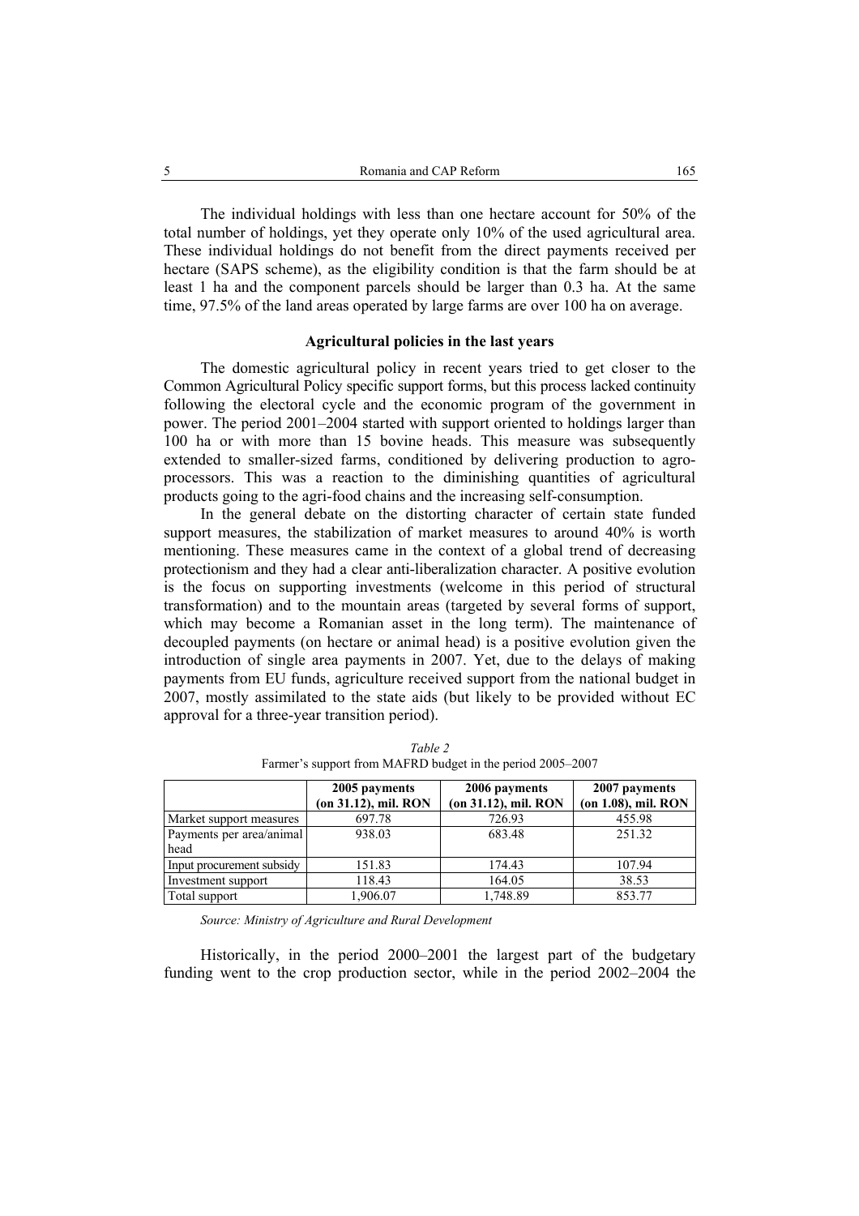The individual holdings with less than one hectare account for 50% of the total number of holdings, yet they operate only 10% of the used agricultural area. These individual holdings do not benefit from the direct payments received per hectare (SAPS scheme), as the eligibility condition is that the farm should be at least 1 ha and the component parcels should be larger than 0.3 ha. At the same time, 97.5% of the land areas operated by large farms are over 100 ha on average.

### Agricultural policies in the last years

The domestic agricultural policy in recent years tried to get closer to the Common Agricultural Policy specific support forms, but this process lacked continuity following the electoral cycle and the economic program of the government in power. The period 2001–2004 started with support oriented to holdings larger than 100 ha or with more than 15 bovine heads. This measure was subsequently extended to smaller-sized farms, conditioned by delivering production to agro-processors. This was a reaction to the diminishing quantities of agricultural products going to the agri-food chains and the increasing self-consumption.

In the general debate on the distorting character of certain state funded support measures, the stabilization of market measures to around 40% is worth mentioning. These measures came in the context of a global trend of decreasing protectionism and they had a clear anti-liberalization character. A positive evolution is the focus on supporting investments (welcome in this period of structural transformation) and to the mountain areas (targeted by several forms of support, which may become a Romanian asset in the long term). The maintenance of decoupled payments (on hectare or animal head) is a positive evolution given the introduction of single area payments in 2007. Yet, due to the delays of making payments from EU funds, agriculture received support from the national budget in 2007, mostly assimilated to the state aids (but likely to be provided without EC approval for a three-year transition period).

*Table 2*

Farmer's support from MAFRD budget in the period 2005–2007

| | 2005 payments (on 31.12), mil. RON | 2006 payments (on 31.12), mil. RON | 2007 payments (on 1.08), mil. RON |
|---|---|---|---|
| Market support measures | 697.78 | 726.93 | 455.98 |
| Payments per area/animal head | 938.03 | 683.48 | 251.32 |
| Input procurement subsidy | 151.83 | 174.43 | 107.94 |
| Investment support | 118.43 | 164.05 | 38.53 |
| Total support | 1,906.07 | 1,748.89 | 853.77 |

*Source: Ministry of Agriculture and Rural Development*

Historically, in the period 2000–2001 the largest part of the budgetary funding went to the crop production sector, while in the period 2002–2004 the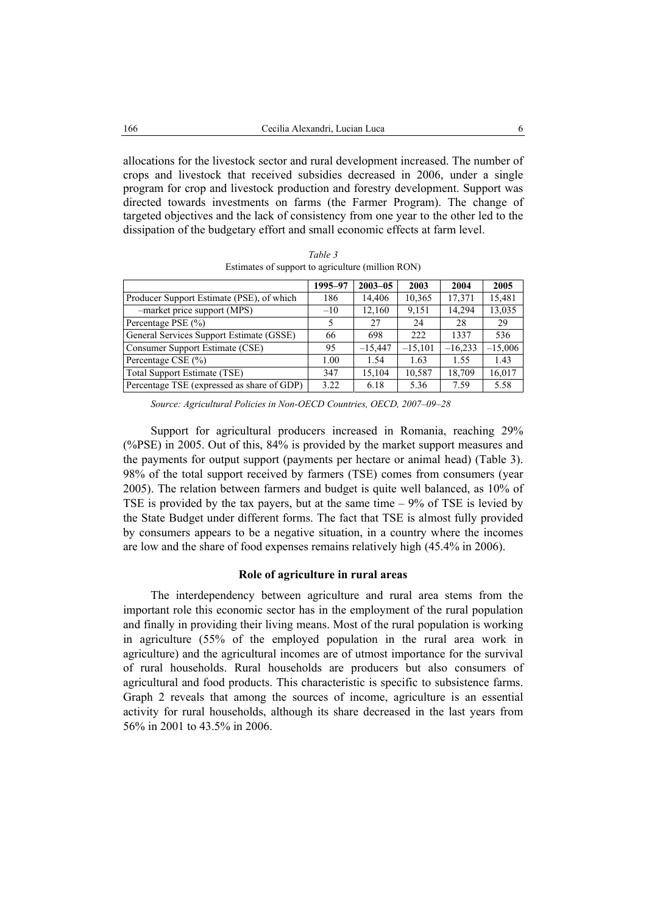allocations for the livestock sector and rural development increased. The number of crops and livestock that received subsidies decreased in 2006, under a single program for crop and livestock production and forestry development. Support was directed towards investments on farms (the Farmer Program). The change of targeted objectives and the lack of consistency from one year to the other led to the dissipation of the budgetary effort and small economic effects at farm level.

*Table 3*

Estimates of support to agriculture (million RON)

| | 1995–97 | 2003–05 | 2003 | 2004 | 2005 |
|---|---|---|---|---|---|
| Producer Support Estimate (PSE), of which | 186 | 14,406 | 10,365 | 17,371 | 15,481 |
| –market price support (MPS) | –10 | 12,160 | 9,151 | 14,294 | 13,035 |
| Percentage PSE (%) | 5 | 27 | 24 | 28 | 29 |
| General Services Support Estimate (GSSE) | 66 | 698 | 222 | 1337 | 536 |
| Consumer Support Estimate (CSE) | 95 | –15,447 | –15,101 | –16,233 | –15,006 |
| Percentage CSE (%) | 1.00 | 1.54 | 1.63 | 1.55 | 1.43 |
| Total Support Estimate (TSE) | 347 | 15,104 | 10,587 | 18,709 | 16,017 |
| Percentage TSE (expressed as share of GDP) | 3.22 | 6.18 | 5.36 | 7.59 | 5.58 |

*Source: Agricultural Policies in Non-OECD Countries, OECD, 2007–09–28*

Support for agricultural producers increased in Romania, reaching 29% (%PSE) in 2005. Out of this, 84% is provided by the market support measures and the payments for output support (payments per hectare or animal head) (Table 3). 98% of the total support received by farmers (TSE) comes from consumers (year 2005). The relation between farmers and budget is quite well balanced, as 10% of TSE is provided by the tax payers, but at the same time – 9% of TSE is levied by the State Budget under different forms. The fact that TSE is almost fully provided by consumers appears to be a negative situation, in a country where the incomes are low and the share of food expenses remains relatively high (45.4% in 2006).

## Role of agriculture in rural areas

The interdependency between agriculture and rural area stems from the important role this economic sector has in the employment of the rural population and finally in providing their living means. Most of the rural population is working in agriculture (55% of the employed population in the rural area work in agriculture) and the agricultural incomes are of utmost importance for the survival of rural households. Rural households are producers but also consumers of agricultural and food products. This characteristic is specific to subsistence farms. Graph 2 reveals that among the sources of income, agriculture is an essential activity for rural households, although its share decreased in the last years from 56% in 2001 to 43.5% in 2006.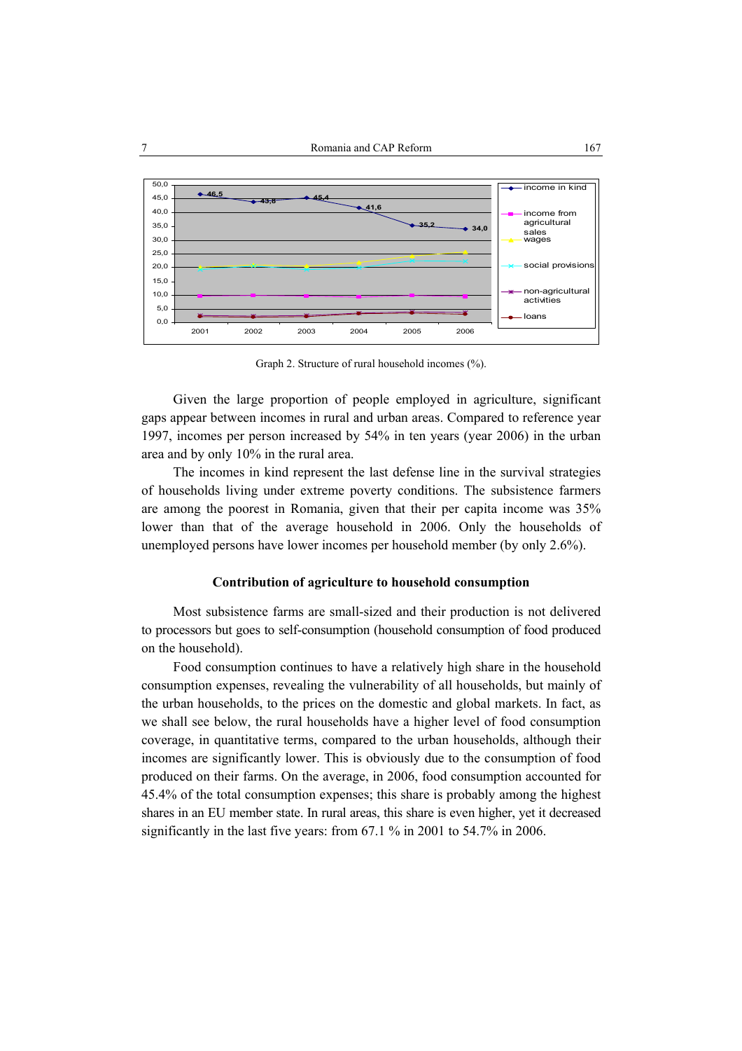Graph 2. Structure of rural household incomes (%).

Given the large proportion of people employed in agriculture, significant gaps appear between incomes in rural and urban areas. Compared to reference year 1997, incomes per person increased by 54% in ten years (year 2006) in the urban area and by only 10% in the rural area.

The incomes in kind represent the last defense line in the survival strategies of households living under extreme poverty conditions. The subsistence farmers are among the poorest in Romania, given that their per capita income was 35% lower than that of the average household in 2006. Only the households of unemployed persons have lower incomes per household member (by only 2.6%).

### Contribution of agriculture to household consumption

Most subsistence farms are small-sized and their production is not delivered to processors but goes to self-consumption (household consumption of food produced on the household).

Food consumption continues to have a relatively high share in the household consumption expenses, revealing the vulnerability of all households, but mainly of the urban households, to the prices on the domestic and global markets. In fact, as we shall see below, the rural households have a higher level of food consumption coverage, in quantitative terms, compared to the urban households, although their incomes are significantly lower. This is obviously due to the consumption of food produced on their farms. On the average, in 2006, food consumption accounted for 45.4% of the total consumption expenses; this share is probably among the highest shares in an EU member state. In rural areas, this share is even higher, yet it decreased significantly in the last five years: from 67.1 % in 2001 to 54.7% in 2006.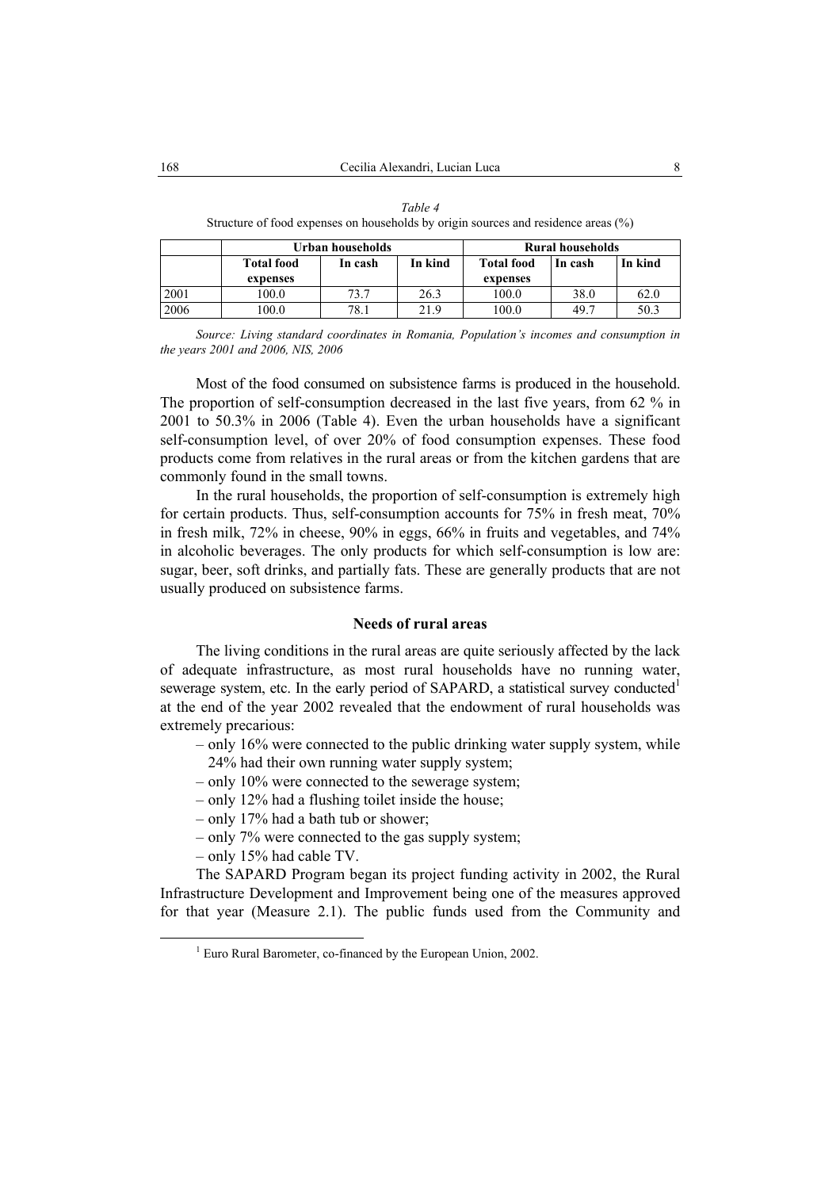*Table 4*
Structure of food expenses on households by origin sources and residence areas (%)

| | Urban households | | | Rural households | | |
|---|---|---|---|---|---|---|
| | **Total food expenses** | **In cash** | **In kind** | **Total food expenses** | **In cash** | **In kind** |
| 2001 | 100.0 | 73.7 | 26.3 | 100.0 | 38.0 | 62.0 |
| 2006 | 100.0 | 78.1 | 21.9 | 100.0 | 49.7 | 50.3 |

*Source: Living standard coordinates in Romania, Population's incomes and consumption in the years 2001 and 2006, NIS, 2006*

Most of the food consumed on subsistence farms is produced in the household. The proportion of self-consumption decreased in the last five years, from 62 % in 2001 to 50.3% in 2006 (Table 4). Even the urban households have a significant self-consumption level, of over 20% of food consumption expenses. These food products come from relatives in the rural areas or from the kitchen gardens that are commonly found in the small towns.

In the rural households, the proportion of self-consumption is extremely high for certain products. Thus, self-consumption accounts for 75% in fresh meat, 70% in fresh milk, 72% in cheese, 90% in eggs, 66% in fruits and vegetables, and 74% in alcoholic beverages. The only products for which self-consumption is low are: sugar, beer, soft drinks, and partially fats. These are generally products that are not usually produced on subsistence farms.

## Needs of rural areas

The living conditions in the rural areas are quite seriously affected by the lack of adequate infrastructure, as most rural households have no running water, sewerage system, etc. In the early period of SAPARD, a statistical survey conducted[1] at the end of the year 2002 revealed that the endowment of rural households was extremely precarious:

– only 16% were connected to the public drinking water supply system, while 24% had their own running water supply system;
– only 10% were connected to the sewerage system;
– only 12% had a flushing toilet inside the house;
– only 17% had a bath tub or shower;
– only 7% were connected to the gas supply system;
– only 15% had cable TV.

The SAPARD Program began its project funding activity in 2002, the Rural Infrastructure Development and Improvement being one of the measures approved for that year (Measure 2.1). The public funds used from the Community and

[1] Euro Rural Barometer, co-financed by the European Union, 2002.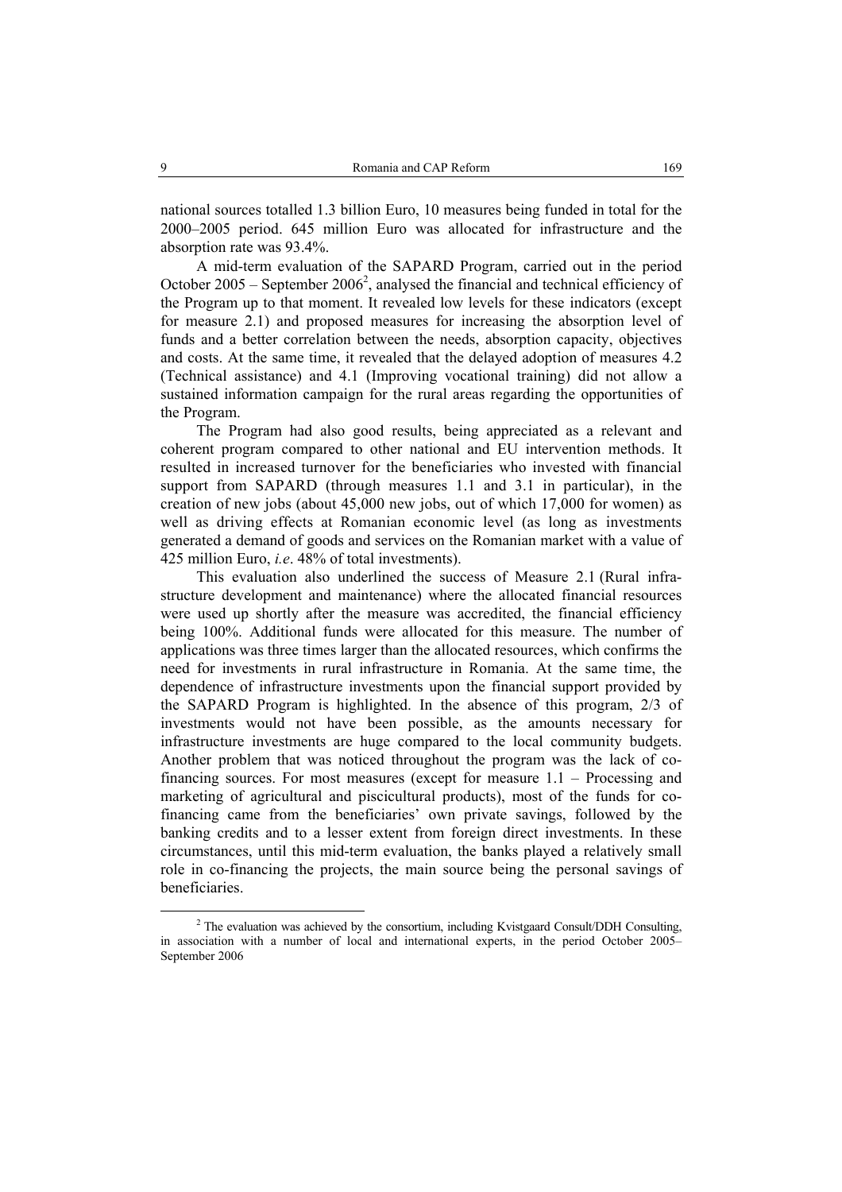national sources totalled 1.3 billion Euro, 10 measures being funded in total for the 2000–2005 period. 645 million Euro was allocated for infrastructure and the absorption rate was 93.4%.

A mid-term evaluation of the SAPARD Program, carried out in the period October 2005 – September 2006[2], analysed the financial and technical efficiency of the Program up to that moment. It revealed low levels for these indicators (except for measure 2.1) and proposed measures for increasing the absorption level of funds and a better correlation between the needs, absorption capacity, objectives and costs. At the same time, it revealed that the delayed adoption of measures 4.2 (Technical assistance) and 4.1 (Improving vocational training) did not allow a sustained information campaign for the rural areas regarding the opportunities of the Program.

The Program had also good results, being appreciated as a relevant and coherent program compared to other national and EU intervention methods. It resulted in increased turnover for the beneficiaries who invested with financial support from SAPARD (through measures 1.1 and 3.1 in particular), in the creation of new jobs (about 45,000 new jobs, out of which 17,000 for women) as well as driving effects at Romanian economic level (as long as investments generated a demand of goods and services on the Romanian market with a value of 425 million Euro, *i.e*. 48% of total investments).

This evaluation also underlined the success of Measure 2.1 (Rural infrastructure development and maintenance) where the allocated financial resources were used up shortly after the measure was accredited, the financial efficiency being 100%. Additional funds were allocated for this measure. The number of applications was three times larger than the allocated resources, which confirms the need for investments in rural infrastructure in Romania. At the same time, the dependence of infrastructure investments upon the financial support provided by the SAPARD Program is highlighted. In the absence of this program, 2/3 of investments would not have been possible, as the amounts necessary for infrastructure investments are huge compared to the local community budgets. Another problem that was noticed throughout the program was the lack of co-financing sources. For most measures (except for measure 1.1 – Processing and marketing of agricultural and piscicultural products), most of the funds for co-financing came from the beneficiaries' own private savings, followed by the banking credits and to a lesser extent from foreign direct investments. In these circumstances, until this mid-term evaluation, the banks played a relatively small role in co-financing the projects, the main source being the personal savings of beneficiaries.

---

[2] The evaluation was achieved by the consortium, including Kvistgaard Consult/DDH Consulting, in association with a number of local and international experts, in the period October 2005–September 2006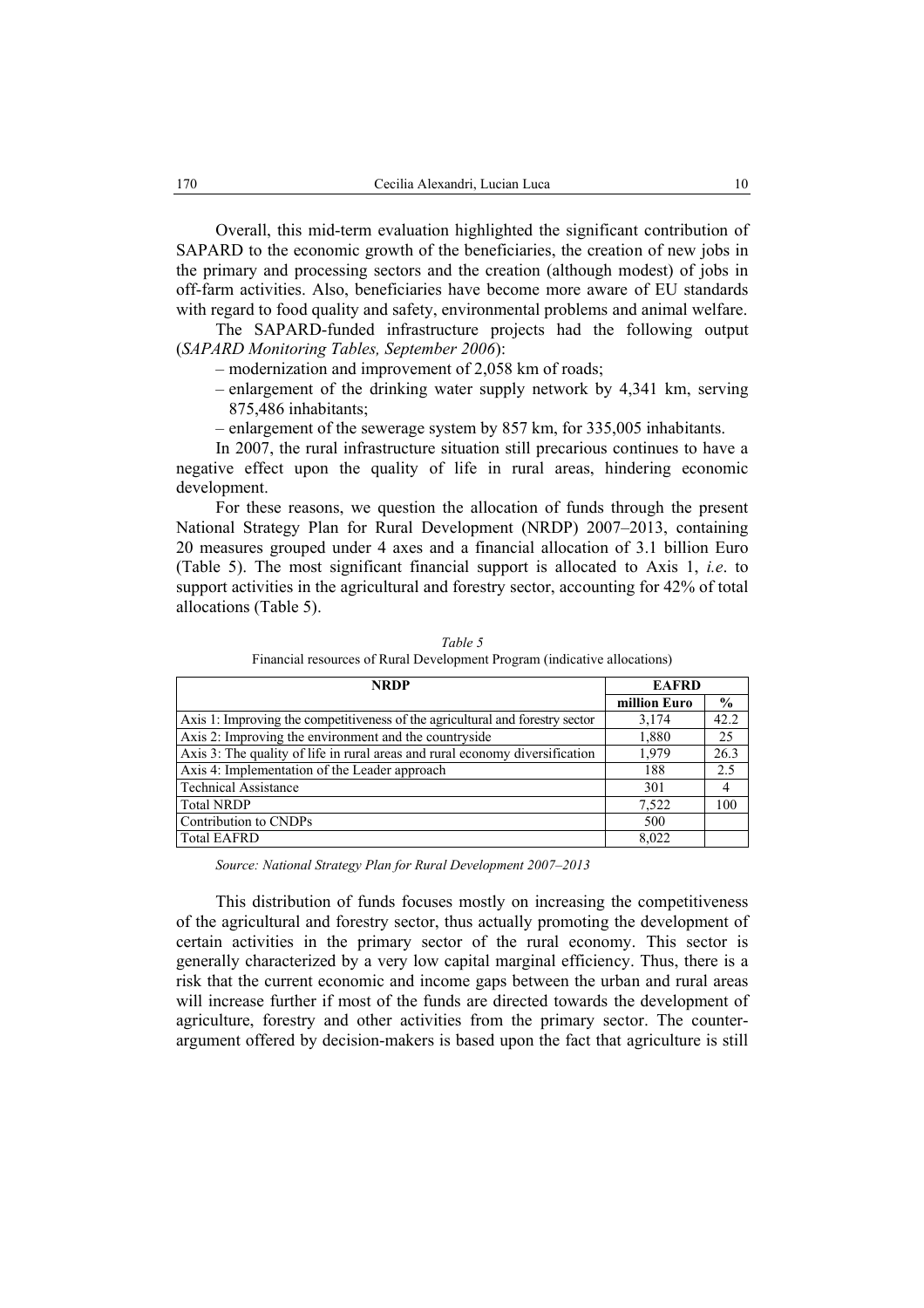Overall, this mid-term evaluation highlighted the significant contribution of SAPARD to the economic growth of the beneficiaries, the creation of new jobs in the primary and processing sectors and the creation (although modest) of jobs in off-farm activities. Also, beneficiaries have become more aware of EU standards with regard to food quality and safety, environmental problems and animal welfare.

The SAPARD-funded infrastructure projects had the following output (*SAPARD Monitoring Tables, September 2006*):

– modernization and improvement of 2,058 km of roads;

– enlargement of the drinking water supply network by 4,341 km, serving 875,486 inhabitants;

– enlargement of the sewerage system by 857 km, for 335,005 inhabitants.

In 2007, the rural infrastructure situation still precarious continues to have a negative effect upon the quality of life in rural areas, hindering economic development.

For these reasons, we question the allocation of funds through the present National Strategy Plan for Rural Development (NRDP) 2007–2013, containing 20 measures grouped under 4 axes and a financial allocation of 3.1 billion Euro (Table 5). The most significant financial support is allocated to Axis 1, *i.e.* to support activities in the agricultural and forestry sector, accounting for 42% of total allocations (Table 5).

*Table 5*

Financial resources of Rural Development Program (indicative allocations)

| NRDP | EAFRD | |
|---|---|---|
| | **million Euro** | **%** |
| Axis 1: Improving the competitiveness of the agricultural and forestry sector | 3,174 | 42.2 |
| Axis 2: Improving the environment and the countryside | 1,880 | 25 |
| Axis 3: The quality of life in rural areas and rural economy diversification | 1,979 | 26.3 |
| Axis 4: Implementation of the Leader approach | 188 | 2.5 |
| Technical Assistance | 301 | 4 |
| Total NRDP | 7,522 | 100 |
| Contribution to CNDPs | 500 | |
| Total EAFRD | 8,022 | |

*Source: National Strategy Plan for Rural Development 2007–2013*

This distribution of funds focuses mostly on increasing the competitiveness of the agricultural and forestry sector, thus actually promoting the development of certain activities in the primary sector of the rural economy. This sector is generally characterized by a very low capital marginal efficiency. Thus, there is a risk that the current economic and income gaps between the urban and rural areas will increase further if most of the funds are directed towards the development of agriculture, forestry and other activities from the primary sector. The counter-argument offered by decision-makers is based upon the fact that agriculture is still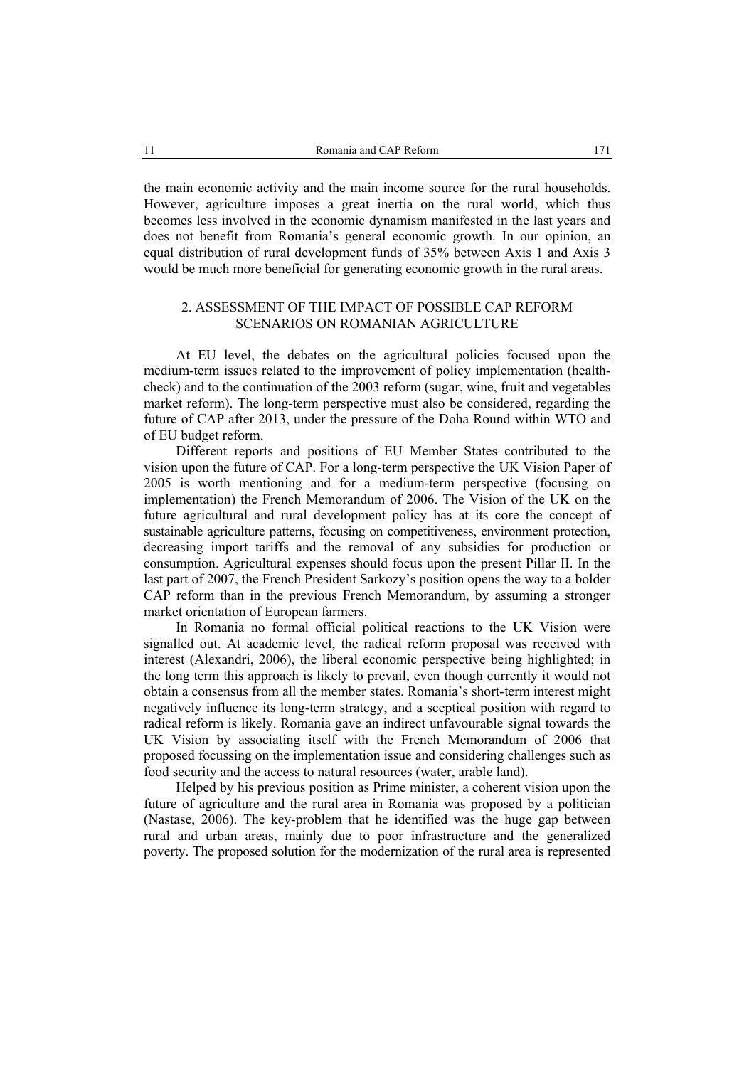the main economic activity and the main income source for the rural households. However, agriculture imposes a great inertia on the rural world, which thus becomes less involved in the economic dynamism manifested in the last years and does not benefit from Romania's general economic growth. In our opinion, an equal distribution of rural development funds of 35% between Axis 1 and Axis 3 would be much more beneficial for generating economic growth in the rural areas.

## 2. ASSESSMENT OF THE IMPACT OF POSSIBLE CAP REFORM SCENARIOS ON ROMANIAN AGRICULTURE

At EU level, the debates on the agricultural policies focused upon the medium-term issues related to the improvement of policy implementation (health-check) and to the continuation of the 2003 reform (sugar, wine, fruit and vegetables market reform). The long-term perspective must also be considered, regarding the future of CAP after 2013, under the pressure of the Doha Round within WTO and of EU budget reform.

Different reports and positions of EU Member States contributed to the vision upon the future of CAP. For a long-term perspective the UK Vision Paper of 2005 is worth mentioning and for a medium-term perspective (focusing on implementation) the French Memorandum of 2006. The Vision of the UK on the future agricultural and rural development policy has at its core the concept of sustainable agriculture patterns, focusing on competitiveness, environment protection, decreasing import tariffs and the removal of any subsidies for production or consumption. Agricultural expenses should focus upon the present Pillar II. In the last part of 2007, the French President Sarkozy's position opens the way to a bolder CAP reform than in the previous French Memorandum, by assuming a stronger market orientation of European farmers.

In Romania no formal official political reactions to the UK Vision were signalled out. At academic level, the radical reform proposal was received with interest (Alexandri, 2006), the liberal economic perspective being highlighted; in the long term this approach is likely to prevail, even though currently it would not obtain a consensus from all the member states. Romania's short-term interest might negatively influence its long-term strategy, and a sceptical position with regard to radical reform is likely. Romania gave an indirect unfavourable signal towards the UK Vision by associating itself with the French Memorandum of 2006 that proposed focussing on the implementation issue and considering challenges such as food security and the access to natural resources (water, arable land).

Helped by his previous position as Prime minister, a coherent vision upon the future of agriculture and the rural area in Romania was proposed by a politician (Nastase, 2006). The key-problem that he identified was the huge gap between rural and urban areas, mainly due to poor infrastructure and the generalized poverty. The proposed solution for the modernization of the rural area is represented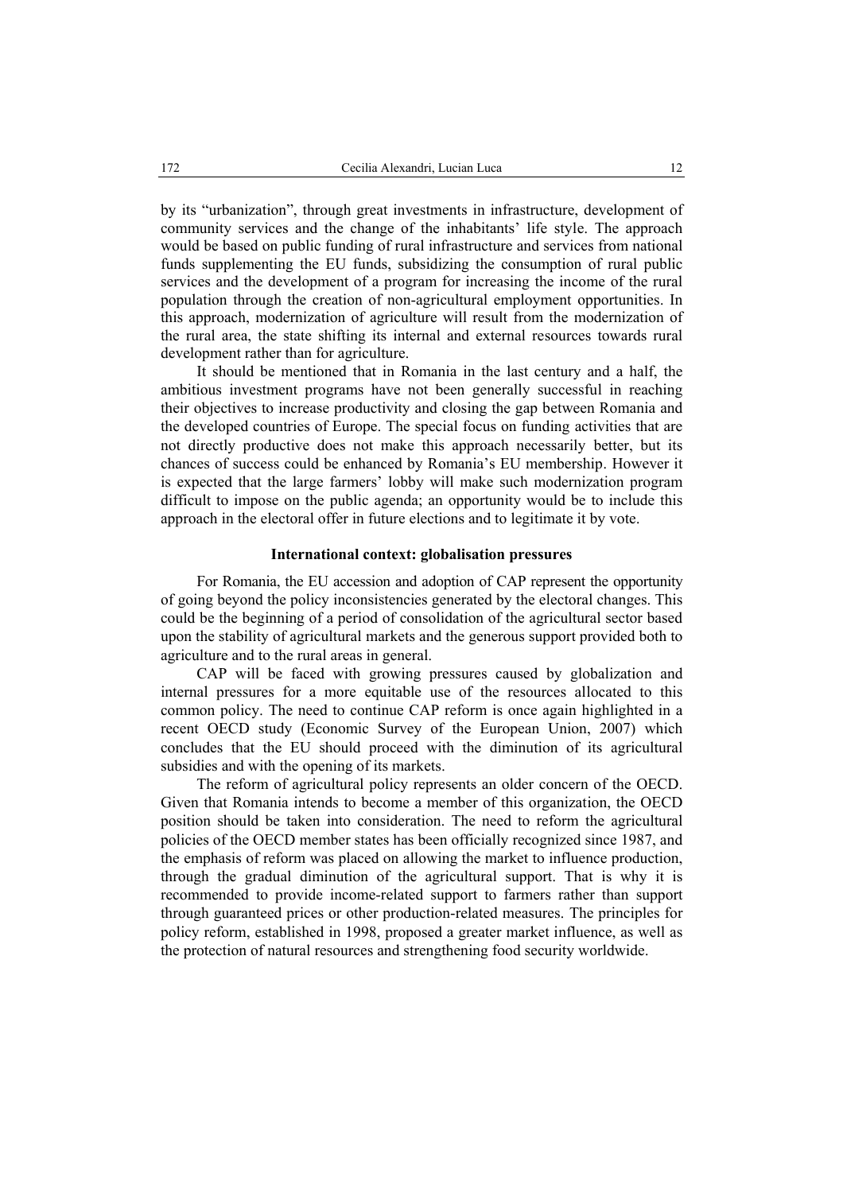by its “urbanization”, through great investments in infrastructure, development of community services and the change of the inhabitants’ life style. The approach would be based on public funding of rural infrastructure and services from national funds supplementing the EU funds, subsidizing the consumption of rural public services and the development of a program for increasing the income of the rural population through the creation of non-agricultural employment opportunities. In this approach, modernization of agriculture will result from the modernization of the rural area, the state shifting its internal and external resources towards rural development rather than for agriculture.

It should be mentioned that in Romania in the last century and a half, the ambitious investment programs have not been generally successful in reaching their objectives to increase productivity and closing the gap between Romania and the developed countries of Europe. The special focus on funding activities that are not directly productive does not make this approach necessarily better, but its chances of success could be enhanced by Romania’s EU membership. However it is expected that the large farmers’ lobby will make such modernization program difficult to impose on the public agenda; an opportunity would be to include this approach in the electoral offer in future elections and to legitimate it by vote.

## International context: globalisation pressures

For Romania, the EU accession and adoption of CAP represent the opportunity of going beyond the policy inconsistencies generated by the electoral changes. This could be the beginning of a period of consolidation of the agricultural sector based upon the stability of agricultural markets and the generous support provided both to agriculture and to the rural areas in general.

CAP will be faced with growing pressures caused by globalization and internal pressures for a more equitable use of the resources allocated to this common policy. The need to continue CAP reform is once again highlighted in a recent OECD study (Economic Survey of the European Union, 2007) which concludes that the EU should proceed with the diminution of its agricultural subsidies and with the opening of its markets.

The reform of agricultural policy represents an older concern of the OECD. Given that Romania intends to become a member of this organization, the OECD position should be taken into consideration. The need to reform the agricultural policies of the OECD member states has been officially recognized since 1987, and the emphasis of reform was placed on allowing the market to influence production, through the gradual diminution of the agricultural support. That is why it is recommended to provide income-related support to farmers rather than support through guaranteed prices or other production-related measures. The principles for policy reform, established in 1998, proposed a greater market influence, as well as the protection of natural resources and strengthening food security worldwide.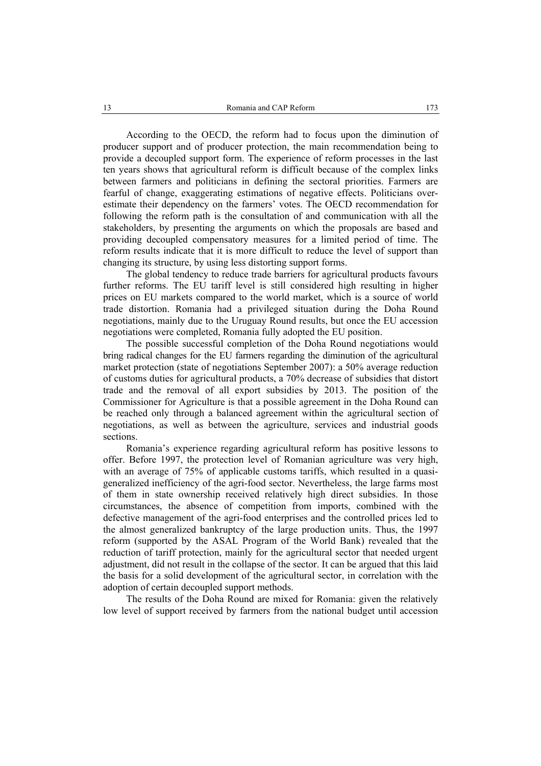According to the OECD, the reform had to focus upon the diminution of producer support and of producer protection, the main recommendation being to provide a decoupled support form. The experience of reform processes in the last ten years shows that agricultural reform is difficult because of the complex links between farmers and politicians in defining the sectoral priorities. Farmers are fearful of change, exaggerating estimations of negative effects. Politicians over-estimate their dependency on the farmers' votes. The OECD recommendation for following the reform path is the consultation of and communication with all the stakeholders, by presenting the arguments on which the proposals are based and providing decoupled compensatory measures for a limited period of time. The reform results indicate that it is more difficult to reduce the level of support than changing its structure, by using less distorting support forms.

The global tendency to reduce trade barriers for agricultural products favours further reforms. The EU tariff level is still considered high resulting in higher prices on EU markets compared to the world market, which is a source of world trade distortion. Romania had a privileged situation during the Doha Round negotiations, mainly due to the Uruguay Round results, but once the EU accession negotiations were completed, Romania fully adopted the EU position.

The possible successful completion of the Doha Round negotiations would bring radical changes for the EU farmers regarding the diminution of the agricultural market protection (state of negotiations September 2007): a 50% average reduction of customs duties for agricultural products, a 70% decrease of subsidies that distort trade and the removal of all export subsidies by 2013. The position of the Commissioner for Agriculture is that a possible agreement in the Doha Round can be reached only through a balanced agreement within the agricultural section of negotiations, as well as between the agriculture, services and industrial goods sections.

Romania's experience regarding agricultural reform has positive lessons to offer. Before 1997, the protection level of Romanian agriculture was very high, with an average of 75% of applicable customs tariffs, which resulted in a quasi-generalized inefficiency of the agri-food sector. Nevertheless, the large farms most of them in state ownership received relatively high direct subsidies. In those circumstances, the absence of competition from imports, combined with the defective management of the agri-food enterprises and the controlled prices led to the almost generalized bankruptcy of the large production units. Thus, the 1997 reform (supported by the ASAL Program of the World Bank) revealed that the reduction of tariff protection, mainly for the agricultural sector that needed urgent adjustment, did not result in the collapse of the sector. It can be argued that this laid the basis for a solid development of the agricultural sector, in correlation with the adoption of certain decoupled support methods.

The results of the Doha Round are mixed for Romania: given the relatively low level of support received by farmers from the national budget until accession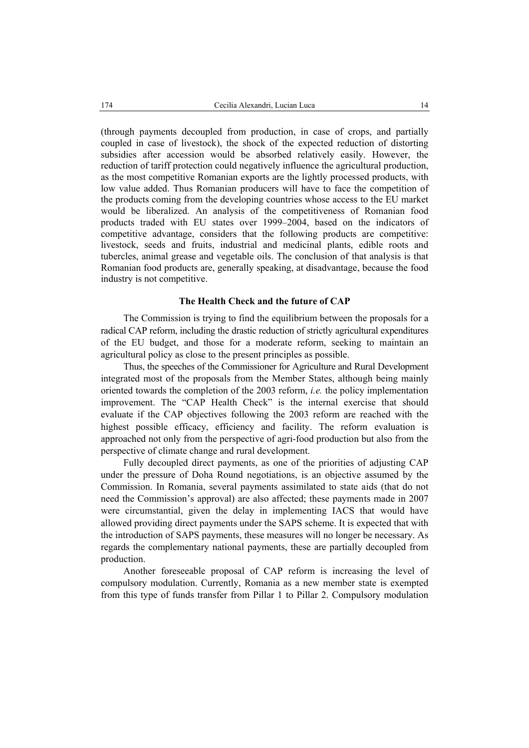(through payments decoupled from production, in case of crops, and partially coupled in case of livestock), the shock of the expected reduction of distorting subsidies after accession would be absorbed relatively easily. However, the reduction of tariff protection could negatively influence the agricultural production, as the most competitive Romanian exports are the lightly processed products, with low value added. Thus Romanian producers will have to face the competition of the products coming from the developing countries whose access to the EU market would be liberalized. An analysis of the competitiveness of Romanian food products traded with EU states over 1999–2004, based on the indicators of competitive advantage, considers that the following products are competitive: livestock, seeds and fruits, industrial and medicinal plants, edible roots and tubercles, animal grease and vegetable oils. The conclusion of that analysis is that Romanian food products are, generally speaking, at disadvantage, because the food industry is not competitive.

## The Health Check and the future of CAP

The Commission is trying to find the equilibrium between the proposals for a radical CAP reform, including the drastic reduction of strictly agricultural expenditures of the EU budget, and those for a moderate reform, seeking to maintain an agricultural policy as close to the present principles as possible.

Thus, the speeches of the Commissioner for Agriculture and Rural Development integrated most of the proposals from the Member States, although being mainly oriented towards the completion of the 2003 reform, *i.e.* the policy implementation improvement. The "CAP Health Check" is the internal exercise that should evaluate if the CAP objectives following the 2003 reform are reached with the highest possible efficacy, efficiency and facility. The reform evaluation is approached not only from the perspective of agri-food production but also from the perspective of climate change and rural development.

Fully decoupled direct payments, as one of the priorities of adjusting CAP under the pressure of Doha Round negotiations, is an objective assumed by the Commission. In Romania, several payments assimilated to state aids (that do not need the Commission's approval) are also affected; these payments made in 2007 were circumstantial, given the delay in implementing IACS that would have allowed providing direct payments under the SAPS scheme. It is expected that with the introduction of SAPS payments, these measures will no longer be necessary. As regards the complementary national payments, these are partially decoupled from production.

Another foreseeable proposal of CAP reform is increasing the level of compulsory modulation. Currently, Romania as a new member state is exempted from this type of funds transfer from Pillar 1 to Pillar 2. Compulsory modulation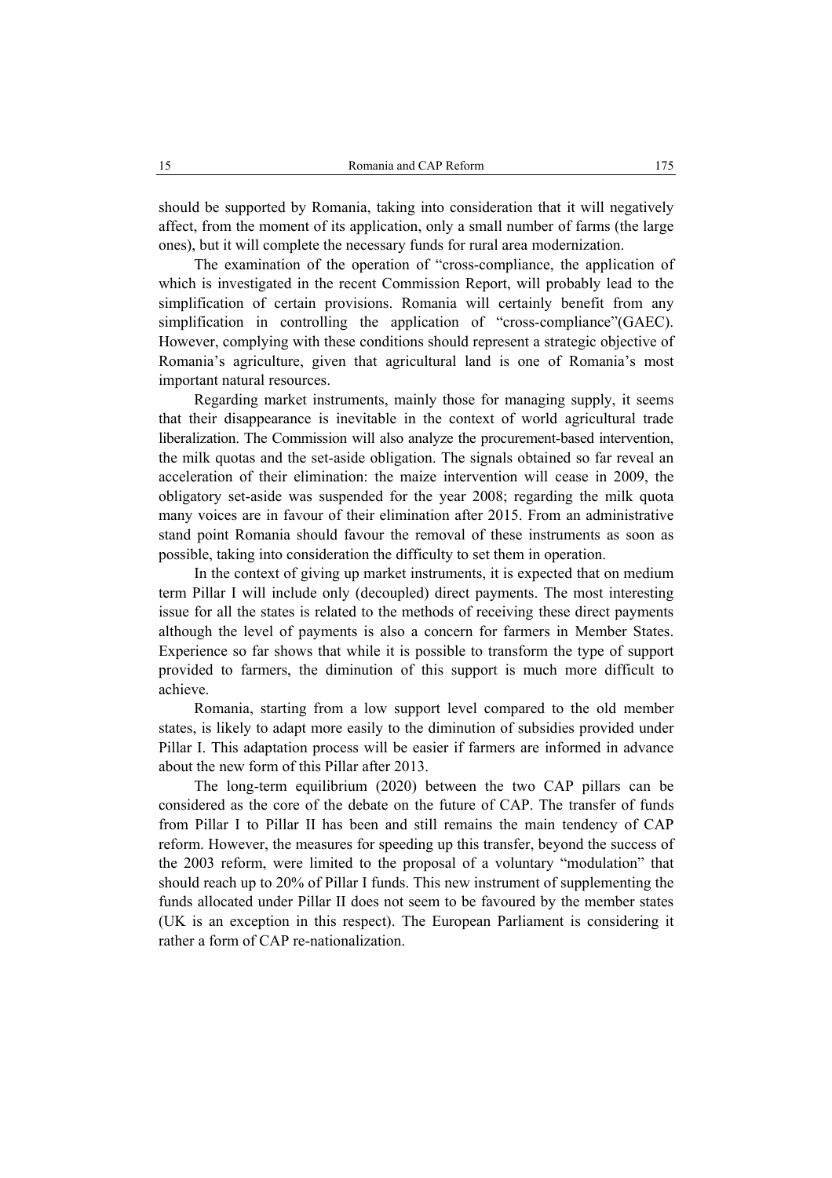should be supported by Romania, taking into consideration that it will negatively affect, from the moment of its application, only a small number of farms (the large ones), but it will complete the necessary funds for rural area modernization.

The examination of the operation of "cross-compliance, the application of which is investigated in the recent Commission Report, will probably lead to the simplification of certain provisions. Romania will certainly benefit from any simplification in controlling the application of "cross-compliance"(GAEC). However, complying with these conditions should represent a strategic objective of Romania's agriculture, given that agricultural land is one of Romania's most important natural resources.

Regarding market instruments, mainly those for managing supply, it seems that their disappearance is inevitable in the context of world agricultural trade liberalization. The Commission will also analyze the procurement-based intervention, the milk quotas and the set-aside obligation. The signals obtained so far reveal an acceleration of their elimination: the maize intervention will cease in 2009, the obligatory set-aside was suspended for the year 2008; regarding the milk quota many voices are in favour of their elimination after 2015. From an administrative stand point Romania should favour the removal of these instruments as soon as possible, taking into consideration the difficulty to set them in operation.

In the context of giving up market instruments, it is expected that on medium term Pillar I will include only (decoupled) direct payments. The most interesting issue for all the states is related to the methods of receiving these direct payments although the level of payments is also a concern for farmers in Member States. Experience so far shows that while it is possible to transform the type of support provided to farmers, the diminution of this support is much more difficult to achieve.

Romania, starting from a low support level compared to the old member states, is likely to adapt more easily to the diminution of subsidies provided under Pillar I. This adaptation process will be easier if farmers are informed in advance about the new form of this Pillar after 2013.

The long-term equilibrium (2020) between the two CAP pillars can be considered as the core of the debate on the future of CAP. The transfer of funds from Pillar I to Pillar II has been and still remains the main tendency of CAP reform. However, the measures for speeding up this transfer, beyond the success of the 2003 reform, were limited to the proposal of a voluntary "modulation" that should reach up to 20% of Pillar I funds. This new instrument of supplementing the funds allocated under Pillar II does not seem to be favoured by the member states (UK is an exception in this respect). The European Parliament is considering it rather a form of CAP re-nationalization.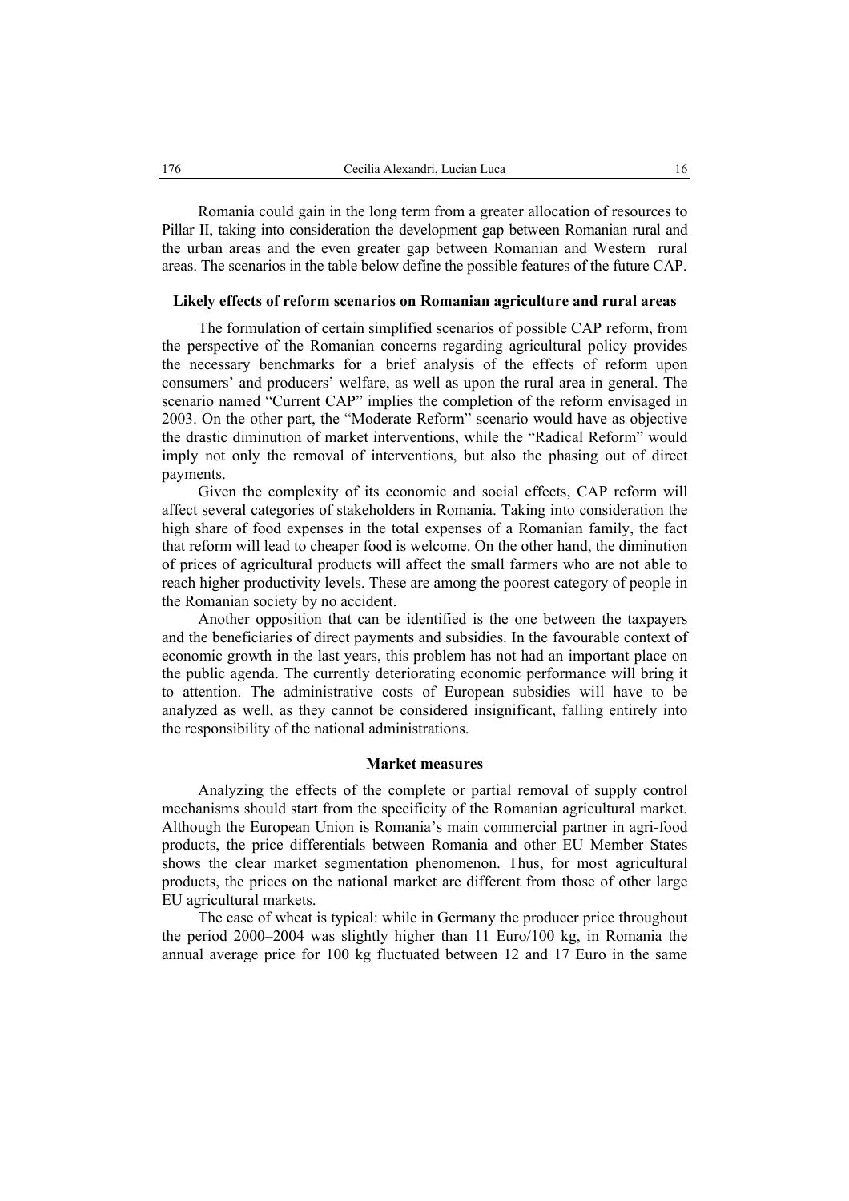Romania could gain in the long term from a greater allocation of resources to Pillar II, taking into consideration the development gap between Romanian rural and the urban areas and the even greater gap between Romanian and Western rural areas. The scenarios in the table below define the possible features of the future CAP.

## Likely effects of reform scenarios on Romanian agriculture and rural areas

The formulation of certain simplified scenarios of possible CAP reform, from the perspective of the Romanian concerns regarding agricultural policy provides the necessary benchmarks for a brief analysis of the effects of reform upon consumers' and producers' welfare, as well as upon the rural area in general. The scenario named "Current CAP" implies the completion of the reform envisaged in 2003. On the other part, the "Moderate Reform" scenario would have as objective the drastic diminution of market interventions, while the "Radical Reform" would imply not only the removal of interventions, but also the phasing out of direct payments.

Given the complexity of its economic and social effects, CAP reform will affect several categories of stakeholders in Romania. Taking into consideration the high share of food expenses in the total expenses of a Romanian family, the fact that reform will lead to cheaper food is welcome. On the other hand, the diminution of prices of agricultural products will affect the small farmers who are not able to reach higher productivity levels. These are among the poorest category of people in the Romanian society by no accident.

Another opposition that can be identified is the one between the taxpayers and the beneficiaries of direct payments and subsidies. In the favourable context of economic growth in the last years, this problem has not had an important place on the public agenda. The currently deteriorating economic performance will bring it to attention. The administrative costs of European subsidies will have to be analyzed as well, as they cannot be considered insignificant, falling entirely into the responsibility of the national administrations.

## Market measures

Analyzing the effects of the complete or partial removal of supply control mechanisms should start from the specificity of the Romanian agricultural market. Although the European Union is Romania's main commercial partner in agri-food products, the price differentials between Romania and other EU Member States shows the clear market segmentation phenomenon. Thus, for most agricultural products, the prices on the national market are different from those of other large EU agricultural markets.

The case of wheat is typical: while in Germany the producer price throughout the period 2000–2004 was slightly higher than 11 Euro/100 kg, in Romania the annual average price for 100 kg fluctuated between 12 and 17 Euro in the same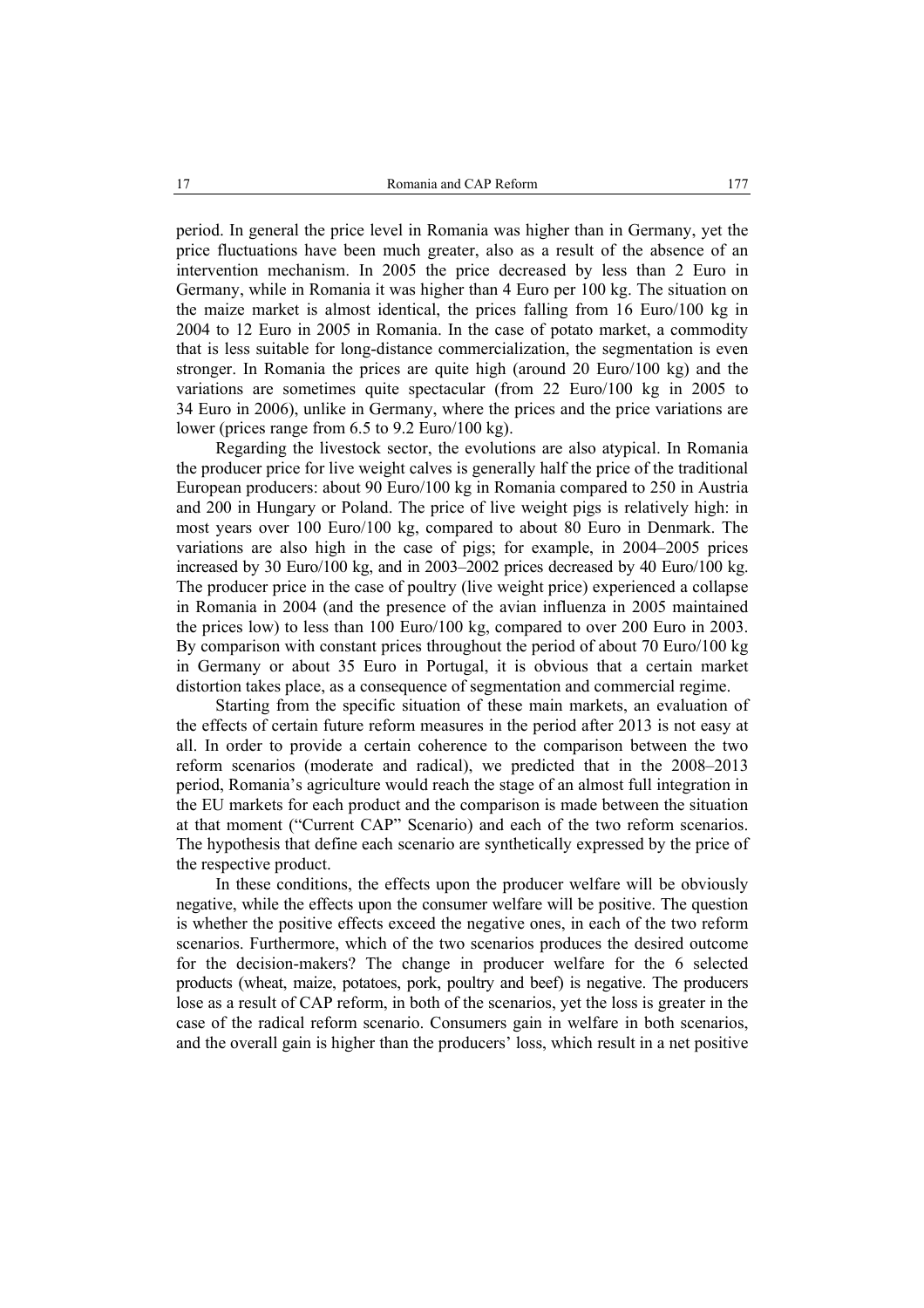period. In general the price level in Romania was higher than in Germany, yet the price fluctuations have been much greater, also as a result of the absence of an intervention mechanism. In 2005 the price decreased by less than 2 Euro in Germany, while in Romania it was higher than 4 Euro per 100 kg. The situation on the maize market is almost identical, the prices falling from 16 Euro/100 kg in 2004 to 12 Euro in 2005 in Romania. In the case of potato market, a commodity that is less suitable for long-distance commercialization, the segmentation is even stronger. In Romania the prices are quite high (around 20 Euro/100 kg) and the variations are sometimes quite spectacular (from 22 Euro/100 kg in 2005 to 34 Euro in 2006), unlike in Germany, where the prices and the price variations are lower (prices range from 6.5 to 9.2 Euro/100 kg).

Regarding the livestock sector, the evolutions are also atypical. In Romania the producer price for live weight calves is generally half the price of the traditional European producers: about 90 Euro/100 kg in Romania compared to 250 in Austria and 200 in Hungary or Poland. The price of live weight pigs is relatively high: in most years over 100 Euro/100 kg, compared to about 80 Euro in Denmark. The variations are also high in the case of pigs; for example, in 2004–2005 prices increased by 30 Euro/100 kg, and in 2003–2002 prices decreased by 40 Euro/100 kg. The producer price in the case of poultry (live weight price) experienced a collapse in Romania in 2004 (and the presence of the avian influenza in 2005 maintained the prices low) to less than 100 Euro/100 kg, compared to over 200 Euro in 2003. By comparison with constant prices throughout the period of about 70 Euro/100 kg in Germany or about 35 Euro in Portugal, it is obvious that a certain market distortion takes place, as a consequence of segmentation and commercial regime.

Starting from the specific situation of these main markets, an evaluation of the effects of certain future reform measures in the period after 2013 is not easy at all. In order to provide a certain coherence to the comparison between the two reform scenarios (moderate and radical), we predicted that in the 2008–2013 period, Romania's agriculture would reach the stage of an almost full integration in the EU markets for each product and the comparison is made between the situation at that moment ("Current CAP" Scenario) and each of the two reform scenarios. The hypothesis that define each scenario are synthetically expressed by the price of the respective product.

In these conditions, the effects upon the producer welfare will be obviously negative, while the effects upon the consumer welfare will be positive. The question is whether the positive effects exceed the negative ones, in each of the two reform scenarios. Furthermore, which of the two scenarios produces the desired outcome for the decision-makers? The change in producer welfare for the 6 selected products (wheat, maize, potatoes, pork, poultry and beef) is negative. The producers lose as a result of CAP reform, in both of the scenarios, yet the loss is greater in the case of the radical reform scenario. Consumers gain in welfare in both scenarios, and the overall gain is higher than the producers' loss, which result in a net positive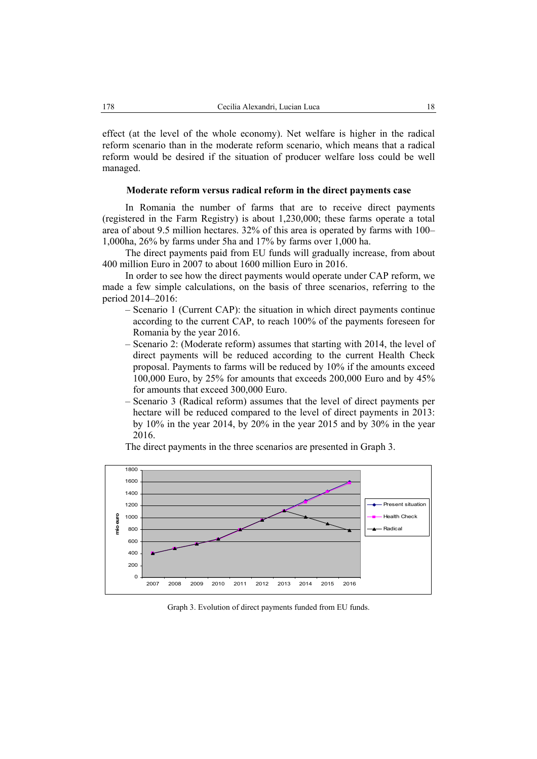effect (at the level of the whole economy). Net welfare is higher in the radical reform scenario than in the moderate reform scenario, which means that a radical reform would be desired if the situation of producer welfare loss could be well managed.

### Moderate reform versus radical reform in the direct payments case

In Romania the number of farms that are to receive direct payments (registered in the Farm Registry) is about 1,230,000; these farms operate a total area of about 9.5 million hectares. 32% of this area is operated by farms with 100–1,000ha, 26% by farms under 5ha and 17% by farms over 1,000 ha.

The direct payments paid from EU funds will gradually increase, from about 400 million Euro in 2007 to about 1600 million Euro in 2016.

In order to see how the direct payments would operate under CAP reform, we made a few simple calculations, on the basis of three scenarios, referring to the period 2014–2016:

- Scenario 1 (Current CAP): the situation in which direct payments continue according to the current CAP, to reach 100% of the payments foreseen for Romania by the year 2016.
- Scenario 2: (Moderate reform) assumes that starting with 2014, the level of direct payments will be reduced according to the current Health Check proposal. Payments to farms will be reduced by 10% if the amounts exceed 100,000 Euro, by 25% for amounts that exceeds 200,000 Euro and by 45% for amounts that exceed 300,000 Euro.
- Scenario 3 (Radical reform) assumes that the level of direct payments per hectare will be reduced compared to the level of direct payments in 2013: by 10% in the year 2014, by 20% in the year 2015 and by 30% in the year 2016.

The direct payments in the three scenarios are presented in Graph 3.

Graph 3. Evolution of direct payments funded from EU funds.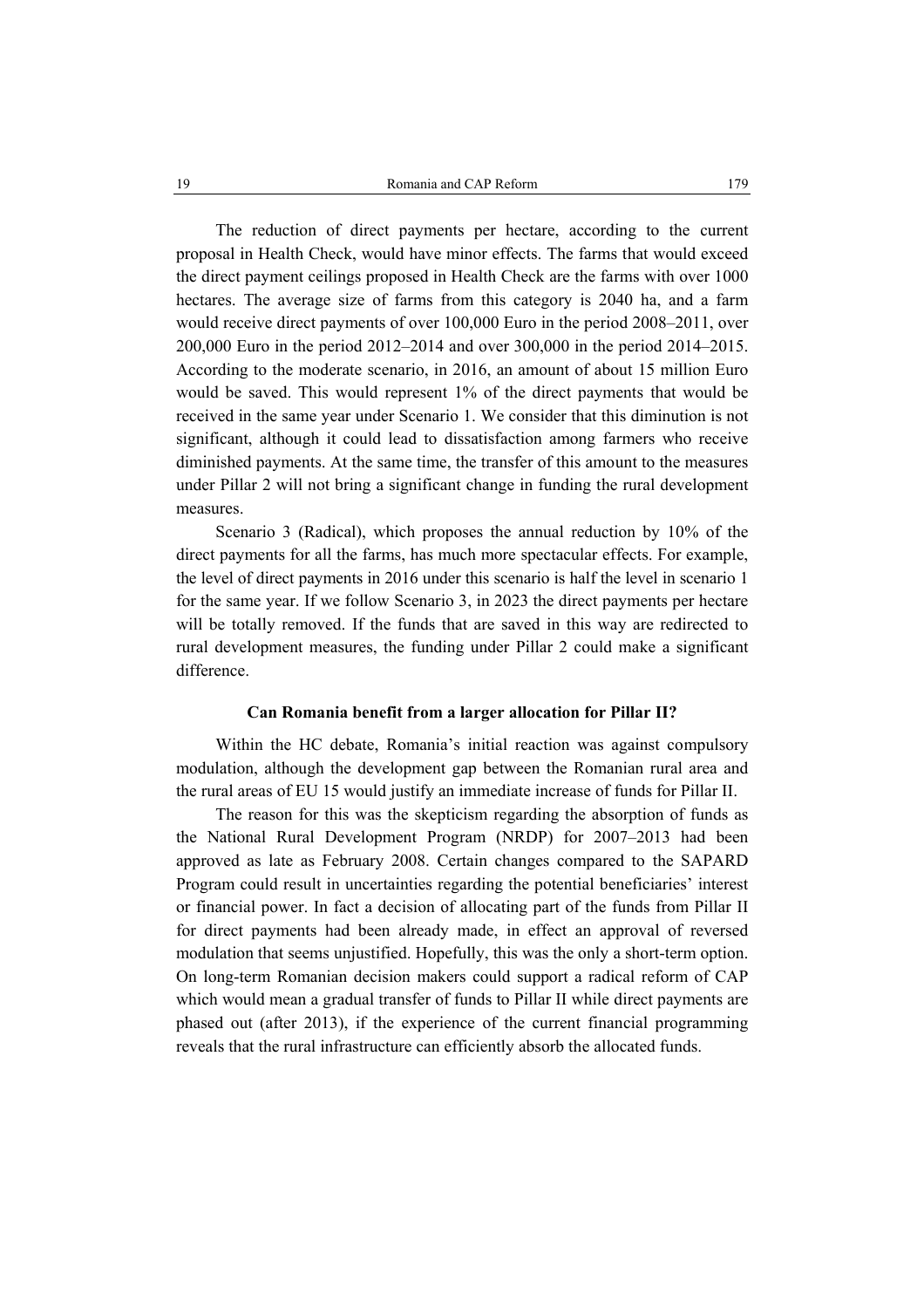The reduction of direct payments per hectare, according to the current proposal in Health Check, would have minor effects. The farms that would exceed the direct payment ceilings proposed in Health Check are the farms with over 1000 hectares. The average size of farms from this category is 2040 ha, and a farm would receive direct payments of over 100,000 Euro in the period 2008–2011, over 200,000 Euro in the period 2012–2014 and over 300,000 in the period 2014–2015. According to the moderate scenario, in 2016, an amount of about 15 million Euro would be saved. This would represent 1% of the direct payments that would be received in the same year under Scenario 1. We consider that this diminution is not significant, although it could lead to dissatisfaction among farmers who receive diminished payments. At the same time, the transfer of this amount to the measures under Pillar 2 will not bring a significant change in funding the rural development measures.

Scenario 3 (Radical), which proposes the annual reduction by 10% of the direct payments for all the farms, has much more spectacular effects. For example, the level of direct payments in 2016 under this scenario is half the level in scenario 1 for the same year. If we follow Scenario 3, in 2023 the direct payments per hectare will be totally removed. If the funds that are saved in this way are redirected to rural development measures, the funding under Pillar 2 could make a significant difference.

### Can Romania benefit from a larger allocation for Pillar II?

Within the HC debate, Romania's initial reaction was against compulsory modulation, although the development gap between the Romanian rural area and the rural areas of EU 15 would justify an immediate increase of funds for Pillar II.

The reason for this was the skepticism regarding the absorption of funds as the National Rural Development Program (NRDP) for 2007–2013 had been approved as late as February 2008. Certain changes compared to the SAPARD Program could result in uncertainties regarding the potential beneficiaries' interest or financial power. In fact a decision of allocating part of the funds from Pillar II for direct payments had been already made, in effect an approval of reversed modulation that seems unjustified. Hopefully, this was the only a short-term option. On long-term Romanian decision makers could support a radical reform of CAP which would mean a gradual transfer of funds to Pillar II while direct payments are phased out (after 2013), if the experience of the current financial programming reveals that the rural infrastructure can efficiently absorb the allocated funds.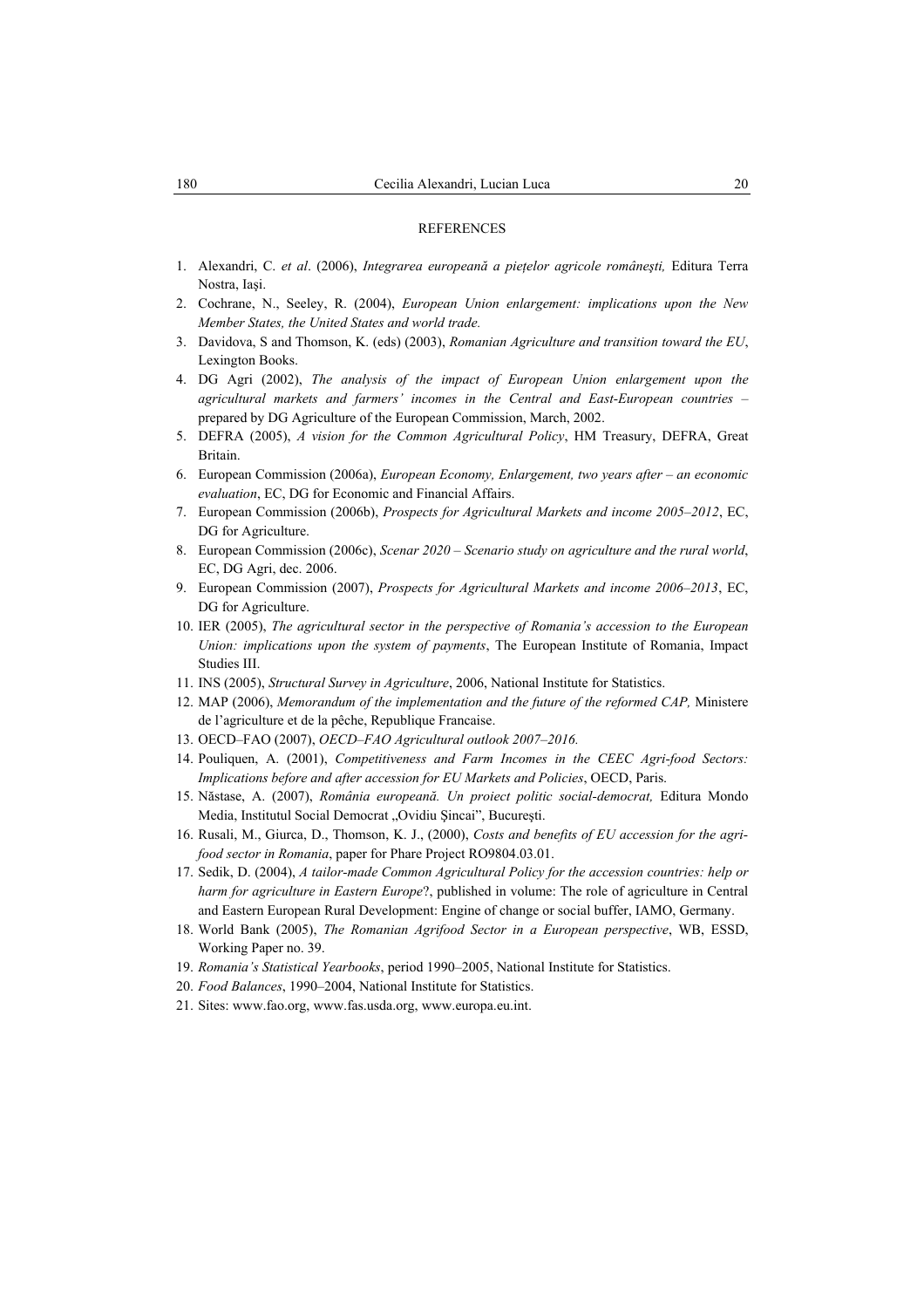## REFERENCES

1. Alexandri, C. *et al*. (2006), *Integrarea europeană a pieţelor agricole româneşti,* Editura Terra Nostra, Iaşi.
2. Cochrane, N., Seeley, R. (2004), *European Union enlargement: implications upon the New Member States, the United States and world trade.*
3. Davidova, S and Thomson, K. (eds) (2003), *Romanian Agriculture and transition toward the EU*, Lexington Books.
4. DG Agri (2002), *The analysis of the impact of European Union enlargement upon the agricultural markets and farmers' incomes in the Central and East-European countries* – prepared by DG Agriculture of the European Commission, March, 2002.
5. DEFRA (2005), *A vision for the Common Agricultural Policy*, HM Treasury, DEFRA, Great Britain.
6. European Commission (2006a), *European Economy, Enlargement, two years after – an economic evaluation*, EC, DG for Economic and Financial Affairs.
7. European Commission (2006b), *Prospects for Agricultural Markets and income 2005–2012*, EC, DG for Agriculture.
8. European Commission (2006c), *Scenar 2020 – Scenario study on agriculture and the rural world*, EC, DG Agri, dec. 2006.
9. European Commission (2007), *Prospects for Agricultural Markets and income 2006–2013*, EC, DG for Agriculture.
10. IER (2005), *The agricultural sector in the perspective of Romania's accession to the European Union: implications upon the system of payments*, The European Institute of Romania, Impact Studies III.
11. INS (2005), *Structural Survey in Agriculture*, 2006, National Institute for Statistics.
12. MAP (2006), *Memorandum of the implementation and the future of the reformed CAP,* Ministere de l'agriculture et de la pêche, Republique Francaise.
13. OECD–FAO (2007), *OECD–FAO Agricultural outlook 2007–2016.*
14. Pouliquen, A. (2001), *Competitiveness and Farm Incomes in the CEEC Agri-food Sectors: Implications before and after accession for EU Markets and Policies*, OECD, Paris.
15. Năstase, A. (2007), *România europeană. Un proiect politic social-democrat,* Editura Mondo Media, Institutul Social Democrat „Ovidiu Şincai", Bucureşti.
16. Rusali, M., Giurca, D., Thomson, K. J., (2000), *Costs and benefits of EU accession for the agri-food sector in Romania*, paper for Phare Project RO9804.03.01.
17. Sedik, D. (2004), *A tailor-made Common Agricultural Policy for the accession countries: help or harm for agriculture in Eastern Europe*?, published in volume: The role of agriculture in Central and Eastern European Rural Development: Engine of change or social buffer, IAMO, Germany.
18. World Bank (2005), *The Romanian Agrifood Sector in a European perspective*, WB, ESSD, Working Paper no. 39.
19. *Romania's Statistical Yearbooks*, period 1990–2005, National Institute for Statistics.
20. *Food Balances*, 1990–2004, National Institute for Statistics.
21. Sites: www.fao.org, www.fas.usda.org, www.europa.eu.int.